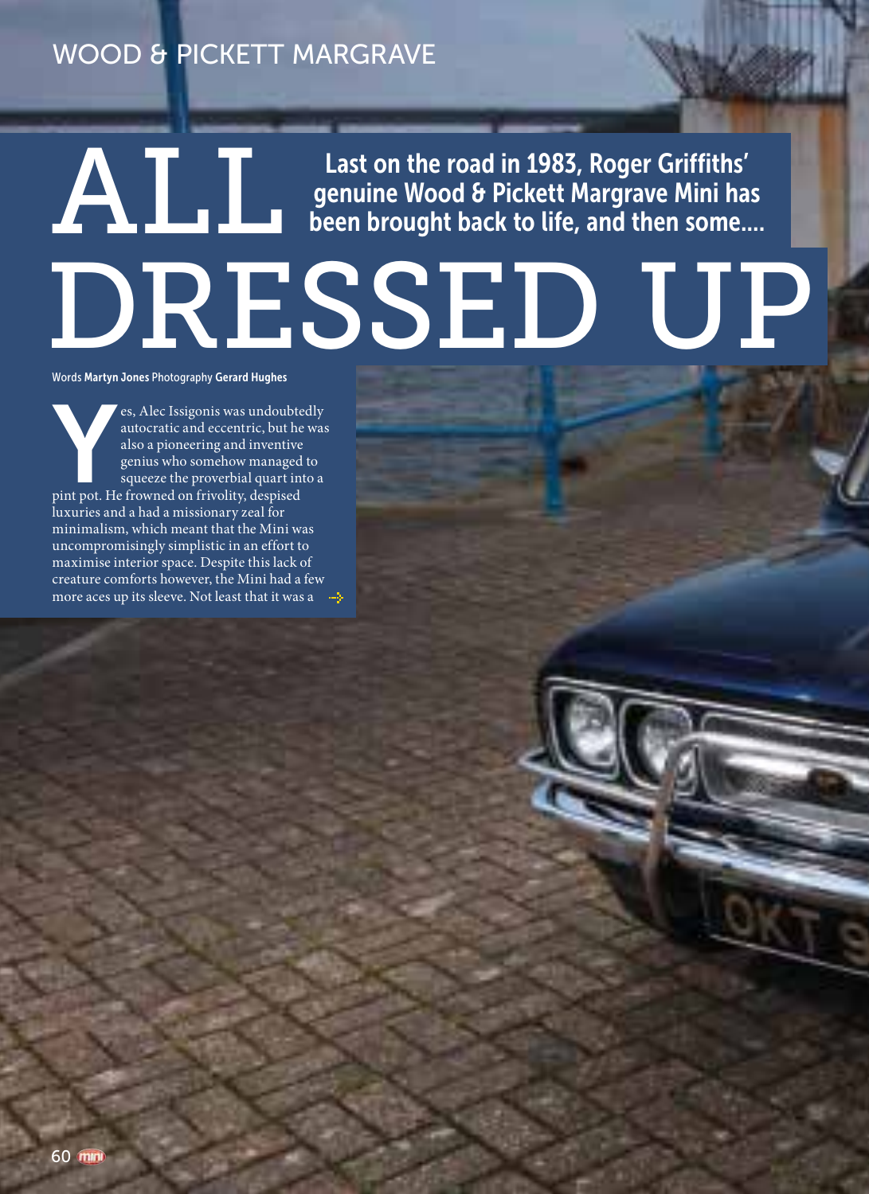# ALL DRESSED UP

**Last on the road in 1983, Roger Griffiths' genuine Wood & Pickett Margrave Mini has been brought back to life, and then some....**

Words **Martyn Jones** Photography **Gerard Hughes**

Yes, Alec Issigonis was undoubtedly autocratic and eccentric, but he was also a pioneering and inventive genius who somehow managed to squeeze the proverbial quart into a pint pot. He frowned on frivolity, despised luxuries and a had a missionary zeal for minimalism, which meant that the Mini was uncompromisingly simplistic in an effort to maximise interior space. Despite this lack of creature comforts however, the Mini had a few more aces up its sleeve. Not least that it was a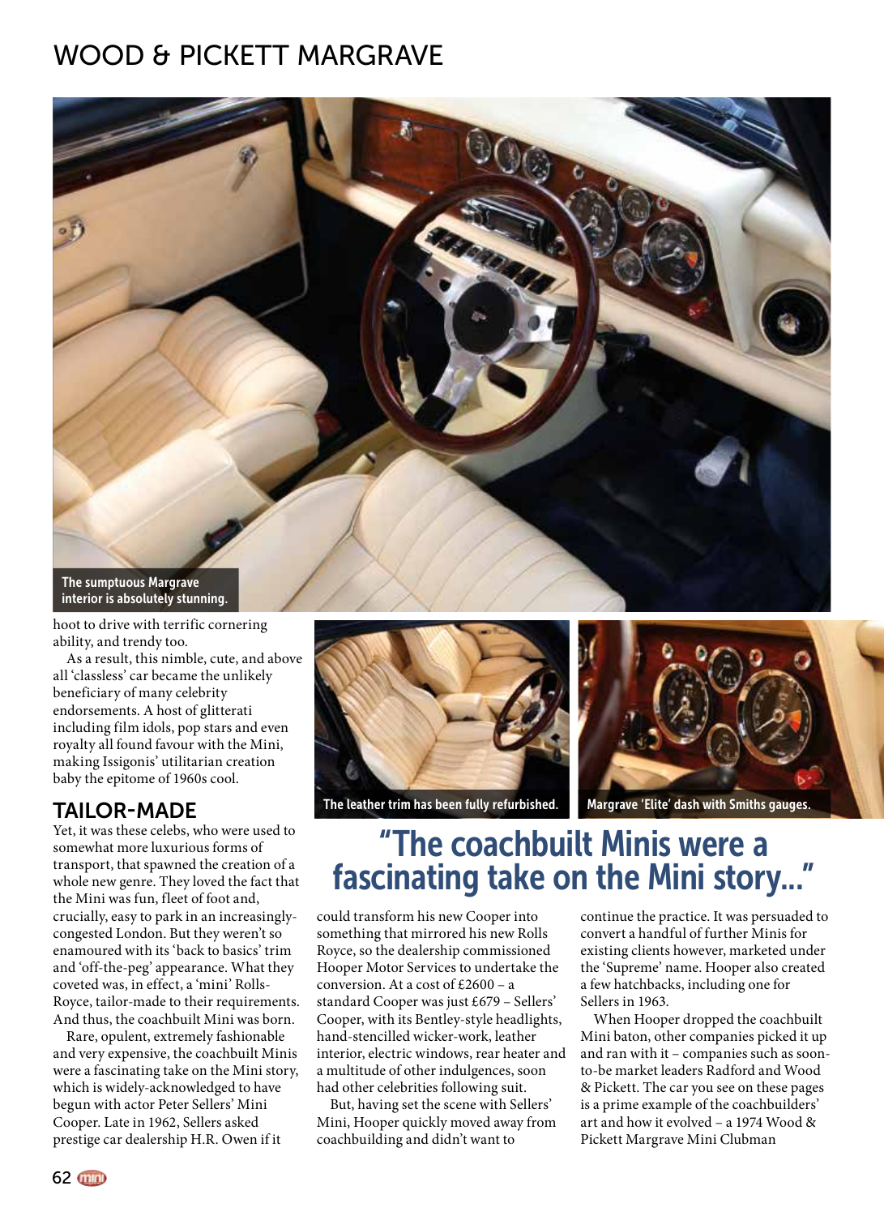# WOOD & PICKETT MARGRAVE

The sumptuous Margrave interior is absolutely stunning.

hoot to drive with terrific cornering ability, and trendy too.

As a result, this nimble, cute, and above all 'classless' car became the unlikely beneficiary of many celebrity endorsements. A host of glitterati including film idols, pop stars and even royalty all found favour with the Mini, making Issigonis' utilitarian creation baby the epitome of 1960s cool.

## TAILOR-MADE

Yet, it was these celebs, who were used to somewhat more luxurious forms of transport, that spawned the creation of a whole new genre. They loved the fact that the Mini was fun, fleet of foot and, crucially, easy to park in an increasingly-congested London. But they weren't so enamoured with its 'back to basics' trim and 'off-the-peg' appearance. What they coveted was, in effect, a 'mini' Rolls-Royce, tailor-made to their requirements. And thus, the coachbuilt Mini was born.

Rare, opulent, extremely fashionable and very expensive, the coachbuilt Minis were a fascinating take on the Mini story, which is widely-acknowledged to have begun with actor Peter Sellers' Mini Cooper. Late in 1962, Sellers asked prestige car dealership H.R. Owen if it could transform his new Cooper into something that mirrored his new Rolls Royce, so the dealership commissioned Hooper Motor Services to undertake the conversion. At a cost of £2600 – a standard Cooper was just £679 – Sellers' Cooper, with its Bentley-style headlights, hand-stencilled wicker-work, leather interior, electric windows, rear heater and a multitude of other indulgences, soon had other celebrities following suit.

The leather trim has been fully refurbished.

Margrave 'Elite' dash with Smiths gauges.

> "The coachbuilt Minis were a fascinating take on the Mini story..."

But, having set the scene with Sellers' Mini, Hooper quickly moved away from coachbuilding and didn't want to continue the practice. It was persuaded to convert a handful of further Minis for existing clients however, marketed under the 'Supreme' name. Hooper also created a few hatchbacks, including one for Sellers in 1963.

When Hooper dropped the coachbuilt Mini baton, other companies picked it up and ran with it – companies such as soon-to-be market leaders Radford and Wood & Pickett. The car you see on these pages is a prime example of the coachbuilders' art and how it evolved – a 1974 Wood & Pickett Margrave Mini Clubman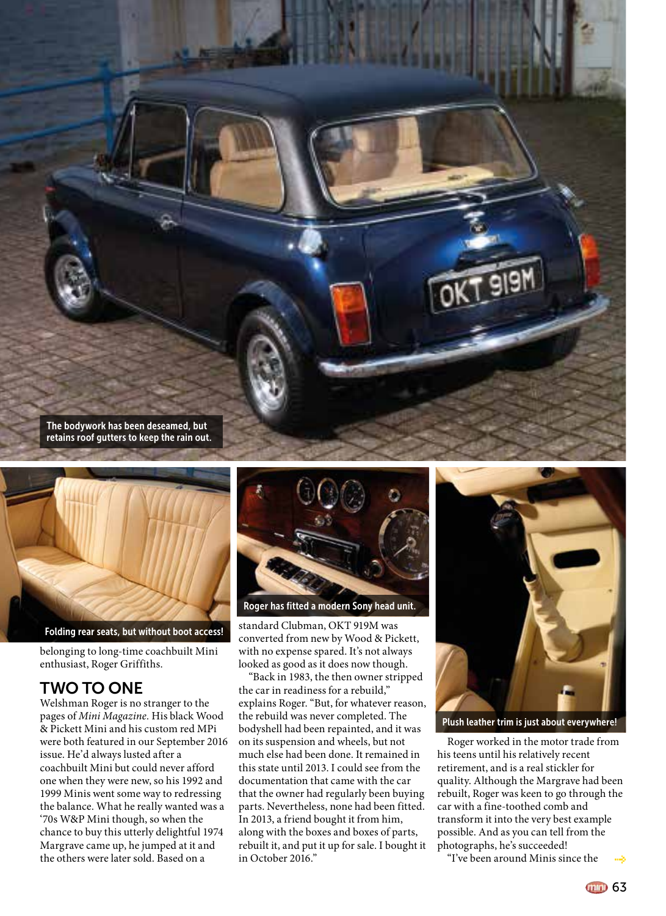The bodywork has been deseamed, but retains roof gutters to keep the rain out.

Folding rear seats, but without boot access!

Roger has fitted a modern Sony head unit.

Plush leather trim is just about everywhere!

belonging to long-time coachbuilt Mini enthusiast, Roger Griffiths.

## TWO TO ONE

Welshman Roger is no stranger to the pages of *Mini Magazine*. His black Wood & Pickett Mini and his custom red MPi were both featured in our September 2016 issue. He'd always lusted after a coachbuilt Mini but could never afford one when they were new, so his 1992 and 1999 Minis went some way to redressing the balance. What he really wanted was a '70s W&P Mini though, so when the chance to buy this utterly delightful 1974 Margrave came up, he jumped at it and the others were later sold. Based on a standard Clubman, OKT 919M was converted from new by Wood & Pickett, with no expense spared. It's not always looked as good as it does now though.

"Back in 1983, the then owner stripped the car in readiness for a rebuild," explains Roger. "But, for whatever reason, the rebuild was never completed. The bodyshell had been repainted, and it was on its suspension and wheels, but not much else had been done. It remained in this state until 2013. I could see from the documentation that came with the car that the owner had regularly been buying parts. Nevertheless, none had been fitted. In 2013, a friend bought it from him, along with the boxes and boxes of parts, rebuilt it, and put it up for sale. I bought it in October 2016."

Roger worked in the motor trade from his teens until his relatively recent retirement, and is a real stickler for quality. Although the Margrave had been rebuilt, Roger was keen to go through the car with a fine-toothed comb and transform it into the very best example possible. And as you can tell from the photographs, he's succeeded!

"I've been around Minis since the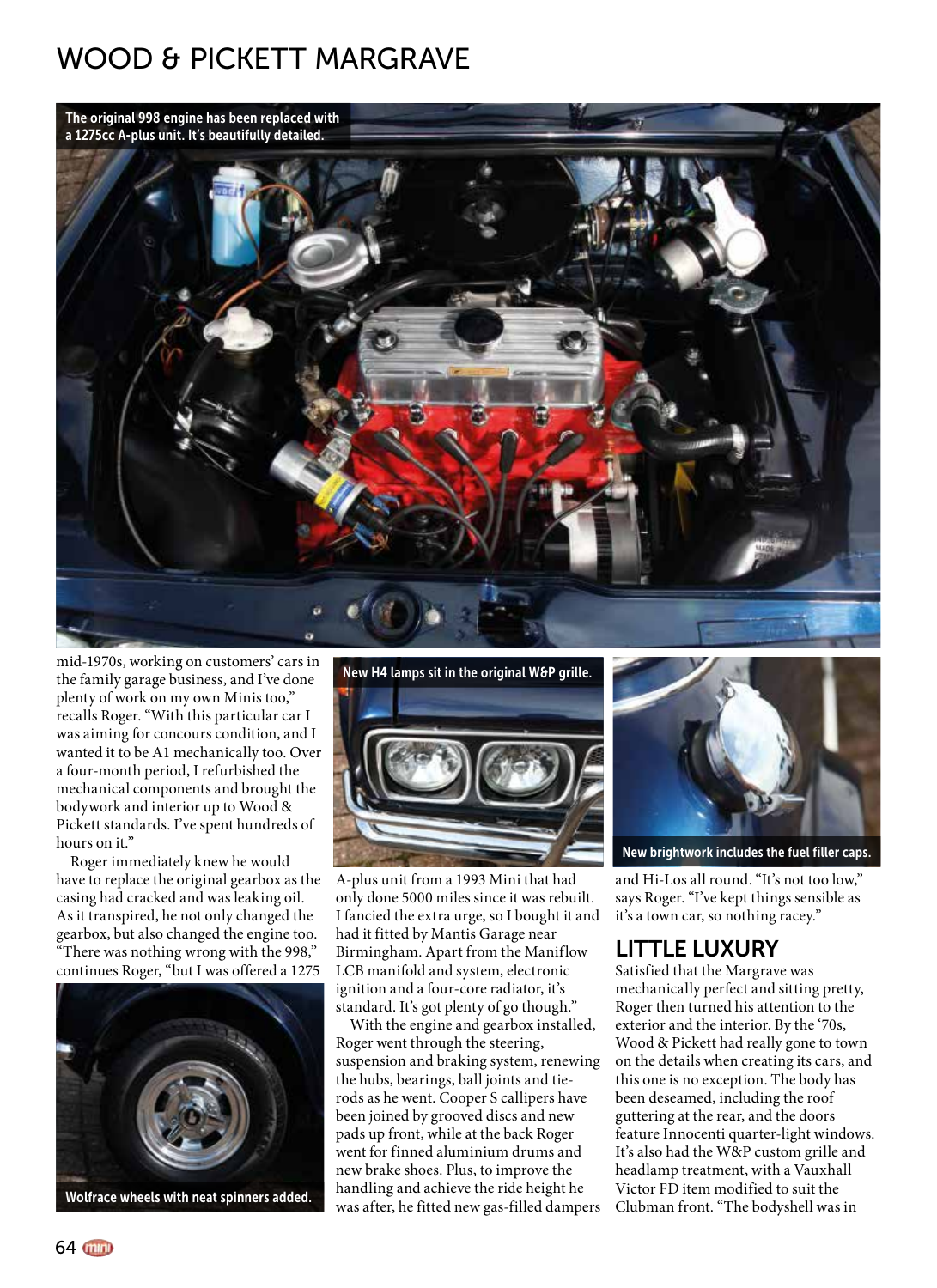## WOOD & PICKETT MARGRAVE

The original 998 engine has been replaced with a 1275cc A-plus unit. It's beautifully detailed.

mid-1970s, working on customers' cars in the family garage business, and I've done plenty of work on my own Minis too," recalls Roger. "With this particular car I was aiming for concours condition, and I wanted it to be A1 mechanically too. Over a four-month period, I refurbished the mechanical components and brought the bodywork and interior up to Wood & Pickett standards. I've spent hundreds of hours on it."

Roger immediately knew he would have to replace the original gearbox as the casing had cracked and was leaking oil. As it transpired, he not only changed the gearbox, but also changed the engine too. "There was nothing wrong with the 998," continues Roger, "but I was offered a 1275 A-plus unit from a 1993 Mini that had only done 5000 miles since it was rebuilt. I fancied the extra urge, so I bought it and had it fitted by Mantis Garage near Birmingham. Apart from the Maniflow LCB manifold and system, electronic ignition and a four-core radiator, it's standard. It's got plenty of go though."

With the engine and gearbox installed, Roger went through the steering, suspension and braking system, renewing the hubs, bearings, ball joints and tie-rods as he went. Cooper S callipers have been joined by grooved discs and new pads up front, while at the back Roger went for finned aluminium drums and new brake shoes. Plus, to improve the handling and achieve the ride height he was after, he fitted new gas-filled dampers and Hi-Los all round. "It's not too low," says Roger. "I've kept things sensible as it's a town car, so nothing racey."

Wolfrace wheels with neat spinners added.

New H4 lamps sit in the original W&P grille.

New brightwork includes the fuel filler caps.

## LITTLE LUXURY

Satisfied that the Margrave was mechanically perfect and sitting pretty, Roger then turned his attention to the exterior and the interior. By the '70s, Wood & Pickett had really gone to town on the details when creating its cars, and this one is no exception. The body has been deseamed, including the roof guttering at the rear, and the doors feature Innocenti quarter-light windows. It's also had the W&P custom grille and headlamp treatment, with a Vauxhall Victor FD item modified to suit the Clubman front. "The bodyshell was in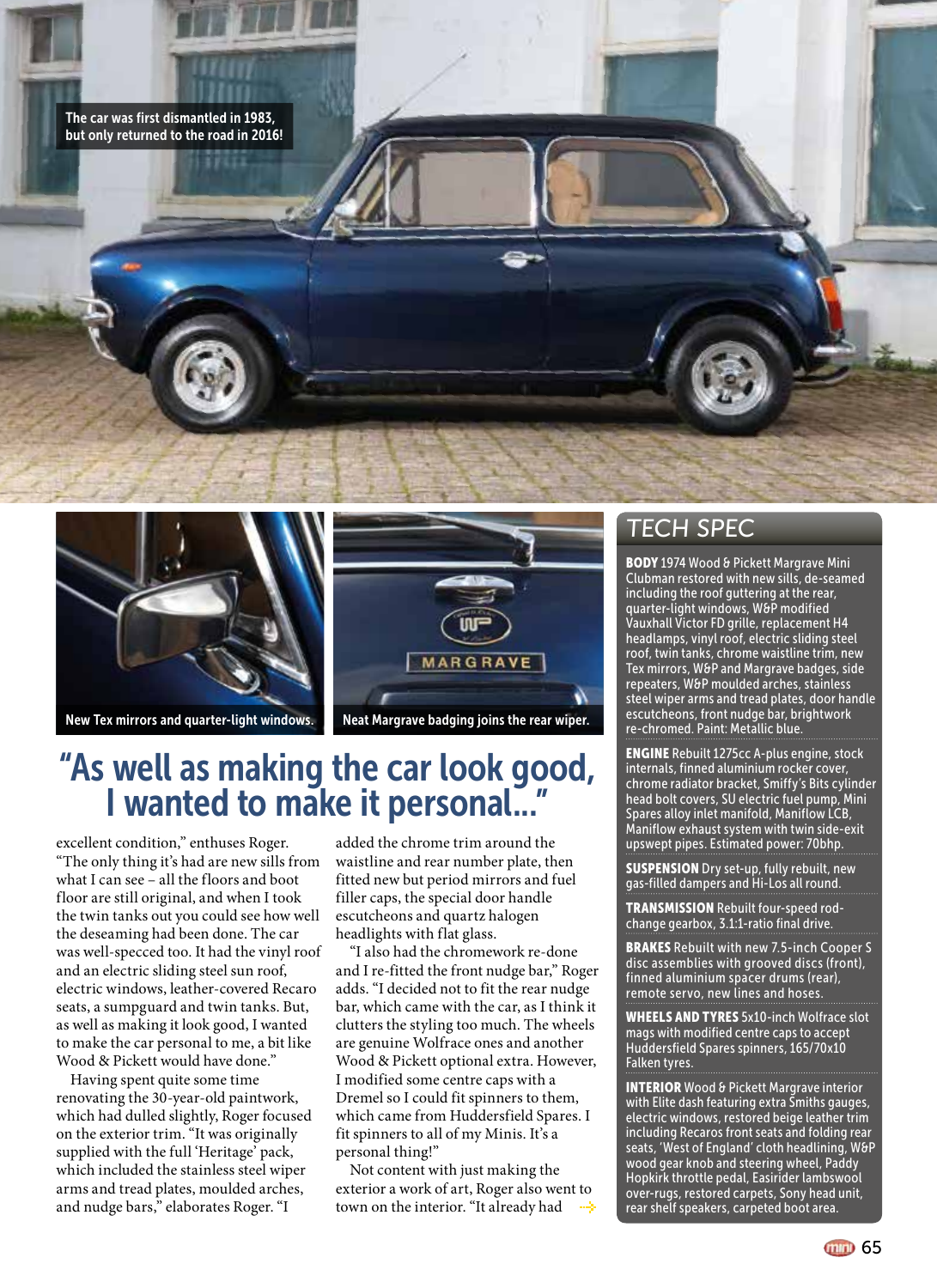The car was first dismantled in 1983, but only returned to the road in 2016!

New Tex mirrors and quarter-light windows.

Neat Margrave badging joins the rear wiper.

## "As well as making the car look good, I wanted to make it personal..."

excellent condition," enthuses Roger. "The only thing it's had are new sills from what I can see – all the floors and boot floor are still original, and when I took the twin tanks out you could see how well the deseaming had been done. The car was well-specced too. It had the vinyl roof and an electric sliding steel sun roof, electric windows, leather-covered Recaro seats, a sumpguard and twin tanks. But, as well as making it look good, I wanted to make the car personal to me, a bit like Wood & Pickett would have done."

Having spent quite some time renovating the 30-year-old paintwork, which had dulled slightly, Roger focused on the exterior trim. "It was originally supplied with the full 'Heritage' pack, which included the stainless steel wiper arms and tread plates, moulded arches, and nudge bars," elaborates Roger. "I added the chrome trim around the waistline and rear number plate, then fitted new but period mirrors and fuel filler caps, the special door handle escutcheons and quartz halogen headlights with flat glass.

"I also had the chromework re-done and I re-fitted the front nudge bar," Roger adds. "I decided not to fit the rear nudge bar, which came with the car, as I think it clutters the styling too much. The wheels are genuine Wolfrace ones and another Wood & Pickett optional extra. However, I modified some centre caps with a Dremel so I could fit spinners to them, which came from Huddersfield Spares. I fit spinners to all of my Minis. It's a personal thing!"

Not content with just making the exterior a work of art, Roger also went to town on the interior. "It already had

## TECH SPEC

**BODY** 1974 Wood & Pickett Margrave Mini Clubman restored with new sills, de-seamed including the roof guttering at the rear, quarter-light windows, W&P modified Vauxhall Victor FD grille, replacement H4 headlamps, vinyl roof, electric sliding steel roof, twin tanks, chrome waistline trim, new Tex mirrors, W&P and Margrave badges, side repeaters, W&P moulded arches, stainless steel wiper arms and tread plates, door handle escutcheons, front nudge bar, brightwork re-chromed. Paint: Metallic blue.

**ENGINE** Rebuilt 1275cc A-plus engine, stock internals, finned aluminium rocker cover, chrome radiator bracket, Smiffy's Bits cylinder head bolt covers, SU electric fuel pump, Mini Spares alloy inlet manifold, Maniflow LCB, Maniflow exhaust system with twin side-exit upswept pipes. Estimated power: 70bhp.

**SUSPENSION** Dry set-up, fully rebuilt, new gas-filled dampers and Hi-Los all round.

**TRANSMISSION** Rebuilt four-speed rod-change gearbox, 3.1:1-ratio final drive.

**BRAKES** Rebuilt with new 7.5-inch Cooper S disc assemblies with grooved discs (front), finned aluminium spacer drums (rear), remote servo, new lines and hoses.

**WHEELS AND TYRES** 5x10-inch Wolfrace slot mags with modified centre caps to accept Huddersfield Spares spinners, 165/70x10 Falken tyres.

**INTERIOR** Wood & Pickett Margrave interior with Elite dash featuring extra Smiths gauges, electric windows, restored beige leather trim including Recaros front seats and folding rear seats, 'West of England' cloth headlining, W&P wood gear knob and steering wheel, Paddy Hopkirk throttle pedal, Easirider lambswool over-rugs, restored carpets, Sony head unit, rear shelf speakers, carpeted boot area.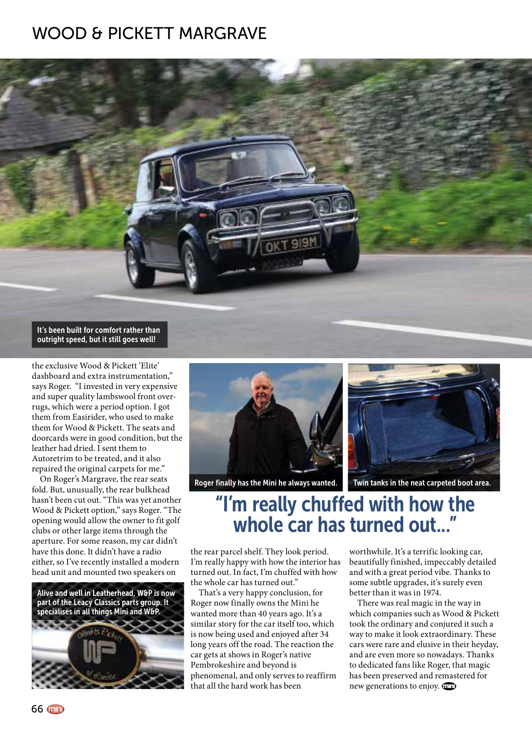the exclusive Wood & Pickett 'Elite' dashboard and extra instrumentation," says Roger. "I invested in very expensive and super quality lambswool front over-rugs, which were a period option. I got them from Easirider, who used to make them for Wood & Pickett. The seats and doorcards were in good condition, but the leather had dried. I sent them to Autoretrim to be treated, and it also repaired the original carpets for me."

On Roger's Margrave, the rear seats fold. But, unusually, the rear bulkhead hasn't been cut out. "This was yet another Wood & Pickett option," says Roger. "The opening would allow the owner to fit golf clubs or other large items through the aperture. For some reason, my car didn't have this done. It didn't have a radio either, so I've recently installed a modern head unit and mounted two speakers on the rear parcel shelf. They look period. I'm really happy with how the interior has turned out. In fact, I'm chuffed with how the whole car has turned out."

That's a very happy conclusion, for Roger now finally owns the Mini he wanted more than 40 years ago. It's a similar story for the car itself too, which is now being used and enjoyed after 34 long years off the road. The reaction the car gets at shows in Roger's native Pembrokeshire and beyond is phenomenal, and only serves to reaffirm that all the hard work has been worthwhile. It's a terrific looking car, beautifully finished, impeccably detailed and with a great period vibe. Thanks to some subtle upgrades, it's surely even better than it was in 1974.

There was real magic in the way in which companies such as Wood & Pickett took the ordinary and conjured it such a way to make it look extraordinary. These cars were rare and elusive in their heyday, and are even more so nowadays. Thanks to dedicated fans like Roger, that magic has been preserved and remastered for new generations to enjoy.

## "I'm really chuffed with how the whole car has turned out..."

It's been built for comfort rather than outright speed, but it still goes well!

Roger finally has the Mini he always wanted.

Twin tanks in the neat carpeted boot area.

Alive and well in Leatherhead, W&P is now part of the Leacy Classics parts group. It specialises in all things Mini and W&P.